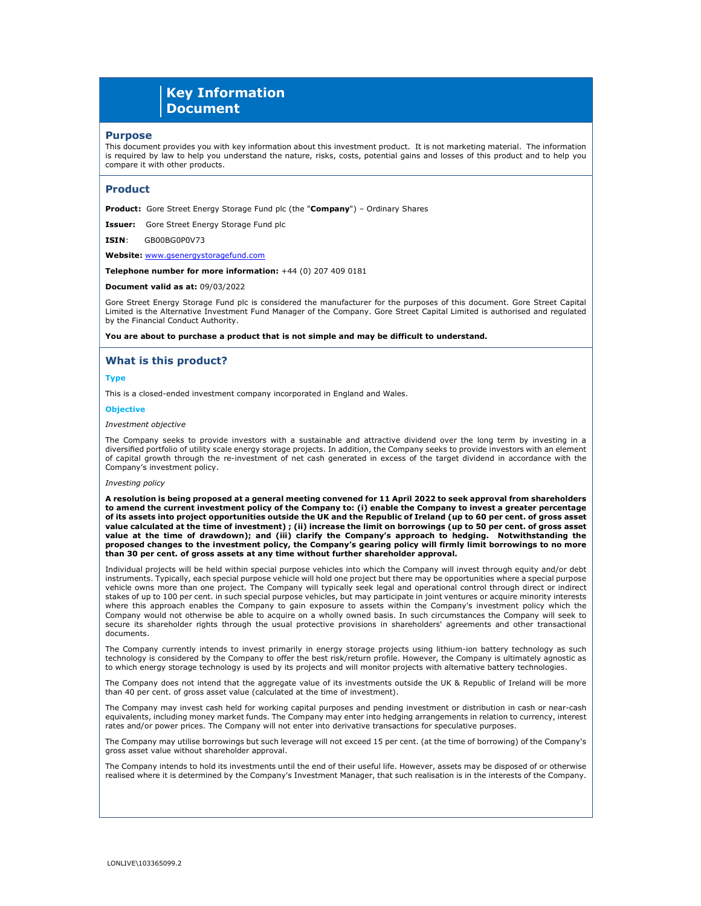# Key Information Document

## Purpose

This document provides you with key information about this investment product. It is not marketing material. The information is required by law to help you understand the nature, risks, costs, potential gains and losses of this product and to help you compare it with other products.

## Product

**Product:** Gore Street Energy Storage Fund plc (the "**Company**") – Ordinary Shares

**Issuer:** Gore Street Energy Storage Fund plc

**ISIN**: GB00BG0P0V73

**Website:** www.gsenergystoragefund.com

**Telephone number for more information:** +44 (0) 207 409 0181

**Document valid as at:** 09/03/2022

Gore Street Energy Storage Fund plc is considered the manufacturer for the purposes of this document. Gore Street Capital Limited is the Alternative Investment Fund Manager of the Company. Gore Street Capital Limited is authorised and regulated by the Financial Conduct Authority.

**You are about to purchase a product that is not simple and may be difficult to understand.**

## What is this product?

### Type

This is a closed-ended investment company incorporated in England and Wales.

### Objective

*Investment objective*

The Company seeks to provide investors with a sustainable and attractive dividend over the long term by investing in a diversified portfolio of utility scale energy storage projects. In addition, the Company seeks to provide investors with an element of capital growth through the re-investment of net cash generated in excess of the target dividend in accordance with the Company's investment policy.

*Investing policy*

**A resolution is being proposed at a general meeting convened for 11 April 2022 to seek approval from shareholders to amend the current investment policy of the Company to: (i) enable the Company to invest a greater percentage of its assets into project opportunities outside the UK and the Republic of Ireland (up to 60 per cent. of gross asset value calculated at the time of investment) ; (ii) increase the limit on borrowings (up to 50 per cent. of gross asset value at the time of drawdown); and (iii) clarify the Company's approach to hedging. Notwithstanding the proposed changes to the investment policy, the Company's gearing policy will firmly limit borrowings to no more than 30 per cent. of gross assets at any time without further shareholder approval.**

Individual projects will be held within special purpose vehicles into which the Company will invest through equity and/or debt instruments. Typically, each special purpose vehicle will hold one project but there may be opportunities where a special purpose vehicle owns more than one project. The Company will typically seek legal and operational control through direct or indirect stakes of up to 100 per cent. in such special purpose vehicles, but may participate in joint ventures or acquire minority interests where this approach enables the Company to gain exposure to assets within the Company's investment policy which the Company would not otherwise be able to acquire on a wholly owned basis. In such circumstances the Company will seek to secure its shareholder rights through the usual protective provisions in shareholders' agreements and other transactional documents.

The Company currently intends to invest primarily in energy storage projects using lithium-ion battery technology as such technology is considered by the Company to offer the best risk/return profile. However, the Company is ultimately agnostic as to which energy storage technology is used by its projects and will monitor projects with alternative battery technologies.

The Company does not intend that the aggregate value of its investments outside the UK & Republic of Ireland will be more than 40 per cent. of gross asset value (calculated at the time of investment).

The Company may invest cash held for working capital purposes and pending investment or distribution in cash or near-cash equivalents, including money market funds. The Company may enter into hedging arrangements in relation to currency, interest rates and/or power prices. The Company will not enter into derivative transactions for speculative purposes.

The Company may utilise borrowings but such leverage will not exceed 15 per cent. (at the time of borrowing) of the Company's gross asset value without shareholder approval.

The Company intends to hold its investments until the end of their useful life. However, assets may be disposed of or otherwise realised where it is determined by the Company's Investment Manager, that such realisation is in the interests of the Company.

LONLIVE\103365099.2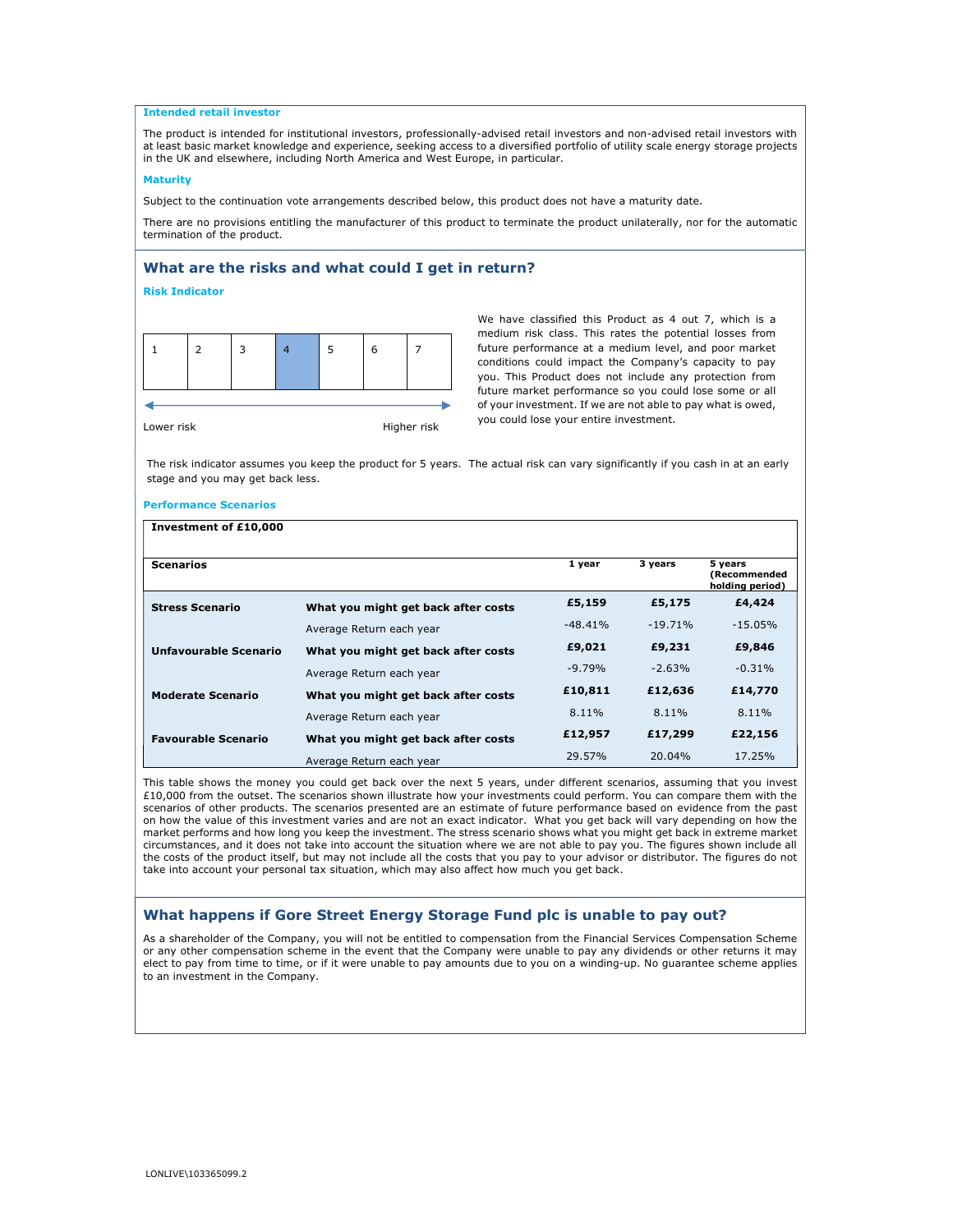### Intended retail investor

The product is intended for institutional investors, professionally-advised retail investors and non-advised retail investors with at least basic market knowledge and experience, seeking access to a diversified portfolio of utility scale energy storage projects in the UK and elsewhere, including North America and West Europe, in particular.

### Maturity

Subject to the continuation vote arrangements described below, this product does not have a maturity date.

There are no provisions entitling the manufacturer of this product to terminate the product unilaterally, nor for the automatic termination of the product.

## What are the risks and what could I get in return?

### Risk Indicator

| 1 | 2 | 3 | **4** | 5 | 6 | 7 |
|---|---|---|---|---|---|---|

Lower risk ← → Higher risk

We have classified this Product as 4 out 7, which is a medium risk class. This rates the potential losses from future performance at a medium level, and poor market conditions could impact the Company's capacity to pay you. This Product does not include any protection from future market performance so you could lose some or all of your investment. If we are not able to pay what is owed, you could lose your entire investment.

The risk indicator assumes you keep the product for 5 years. The actual risk can vary significantly if you cash in at an early stage and you may get back less.

### Performance Scenarios

| **Investment of £10,000** | | | | |
|---|---|---|---|---|
| **Scenarios** | | **1 year** | **3 years** | **5 years (Recommended holding period)** |
| **Stress Scenario** | **What you might get back after costs** | **£5,159** | **£5,175** | **£4,424** |
| | Average Return each year | -48.41% | -19.71% | -15.05% |
| **Unfavourable Scenario** | **What you might get back after costs** | **£9,021** | **£9,231** | **£9,846** |
| | Average Return each year | -9.79% | -2.63% | -0.31% |
| **Moderate Scenario** | **What you might get back after costs** | **£10,811** | **£12,636** | **£14,770** |
| | Average Return each year | 8.11% | 8.11% | 8.11% |
| **Favourable Scenario** | **What you might get back after costs** | **£12,957** | **£17,299** | **£22,156** |
| | Average Return each year | 29.57% | 20.04% | 17.25% |

This table shows the money you could get back over the next 5 years, under different scenarios, assuming that you invest £10,000 from the outset. The scenarios shown illustrate how your investments could perform. You can compare them with the scenarios of other products. The scenarios presented are an estimate of future performance based on evidence from the past on how the value of this investment varies and are not an exact indicator. What you get back will vary depending on how the market performs and how long you keep the investment. The stress scenario shows what you might get back in extreme market circumstances, and it does not take into account the situation where we are not able to pay you. The figures shown include all the costs of the product itself, but may not include all the costs that you pay to your advisor or distributor. The figures do not take into account your personal tax situation, which may also affect how much you get back.

## What happens if Gore Street Energy Storage Fund plc is unable to pay out?

As a shareholder of the Company, you will not be entitled to compensation from the Financial Services Compensation Scheme or any other compensation scheme in the event that the Company were unable to pay any dividends or other returns it may elect to pay from time to time, or if it were unable to pay amounts due to you on a winding-up. No guarantee scheme applies to an investment in the Company.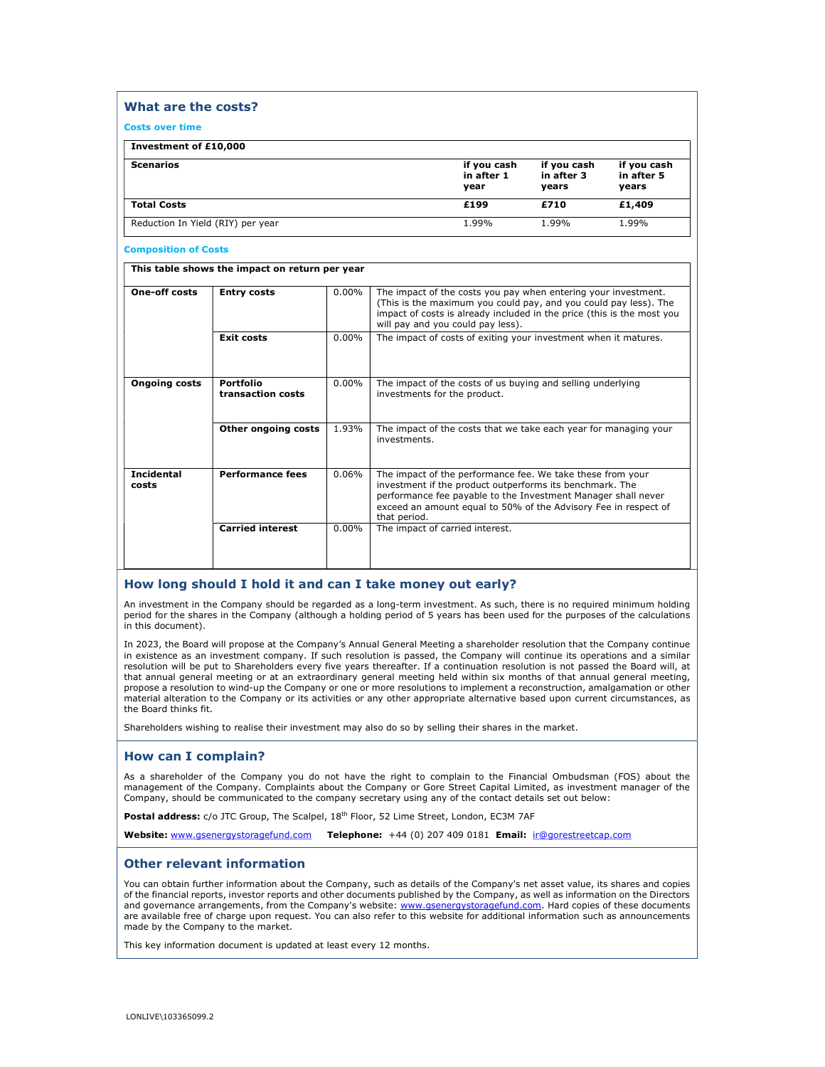## What are the costs?

### Costs over time

| Investment of £10,000 | | | |
|---|---|---|---|
| **Scenarios** | **if you cash in after 1 year** | **if you cash in after 3 years** | **if you cash in after 5 years** |
| **Total Costs** | **£199** | **£710** | **£1,409** |
| Reduction In Yield (RIY) per year | 1.99% | 1.99% | 1.99% |

### Composition of Costs

| This table shows the impact on return per year | | | |
|---|---|---|---|
| **One-off costs** | **Entry costs** | 0.00% | The impact of the costs you pay when entering your investment. (This is the maximum you could pay, and you could pay less). The impact of costs is already included in the price (this is the most you will pay and you could pay less). |
| | **Exit costs** | 0.00% | The impact of costs of exiting your investment when it matures. |
| **Ongoing costs** | **Portfolio transaction costs** | 0.00% | The impact of the costs of us buying and selling underlying investments for the product. |
| | **Other ongoing costs** | 1.93% | The impact of the costs that we take each year for managing your investments. |
| **Incidental costs** | **Performance fees** | 0.06% | The impact of the performance fee. We take these from your investment if the product outperforms its benchmark. The performance fee payable to the Investment Manager shall never exceed an amount equal to 50% of the Advisory Fee in respect of that period. |
| | **Carried interest** | 0.00% | The impact of carried interest. |

## How long should I hold it and can I take money out early?

An investment in the Company should be regarded as a long-term investment. As such, there is no required minimum holding period for the shares in the Company (although a holding period of 5 years has been used for the purposes of the calculations in this document).

In 2023, the Board will propose at the Company's Annual General Meeting a shareholder resolution that the Company continue in existence as an investment company. If such resolution is passed, the Company will continue its operations and a similar resolution will be put to Shareholders every five years thereafter. If a continuation resolution is not passed the Board will, at that annual general meeting or at an extraordinary general meeting held within six months of that annual general meeting, propose a resolution to wind-up the Company or one or more resolutions to implement a reconstruction, amalgamation or other material alteration to the Company or its activities or any other appropriate alternative based upon current circumstances, as the Board thinks fit.

Shareholders wishing to realise their investment may also do so by selling their shares in the market.

## How can I complain?

As a shareholder of the Company you do not have the right to complain to the Financial Ombudsman (FOS) about the management of the Company. Complaints about the Company or Gore Street Capital Limited, as investment manager of the Company, should be communicated to the company secretary using any of the contact details set out below:

**Postal address:** c/o JTC Group, The Scalpel, 18th Floor, 52 Lime Street, London, EC3M 7AF

**Website:** www.gsenergystoragefund.com **Telephone:** +44 (0) 207 409 0181 **Email:** ir@gorestreetcap.com

## Other relevant information

You can obtain further information about the Company, such as details of the Company's net asset value, its shares and copies of the financial reports, investor reports and other documents published by the Company, as well as information on the Directors and governance arrangements, from the Company's website: www.gsenergystoragefund.com. Hard copies of these documents are available free of charge upon request. You can also refer to this website for additional information such as announcements made by the Company to the market.

This key information document is updated at least every 12 months.

LONLIVE\103365099.2